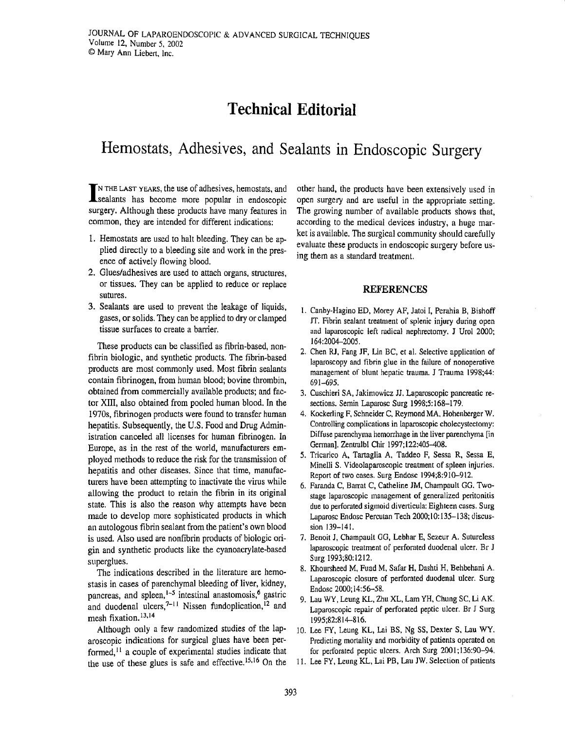# Technical Editorial

## Hemostats, Adhesives, and Sealants in Endoscopic Surgery

In the last years, the use of adhesives, hemostats, and sealants has become more popular in endoscopic surgery. Although these products have many features in common, they are intended for different indications:

1. Hemostats are used to halt bleeding. They can be applied directly to a bleeding site and work in the presence of actively flowing blood.
2. Glues/adhesives are used to attach organs, structures, or tissues. They can be applied to reduce or replace sutures.
3. Sealants are used to prevent the leakage of liquids, gases, or solids. They can be applied to dry or clamped tissue surfaces to create a barrier.

These products can be classified as fibrin-based, nonfibrin biologic, and synthetic products. The fibrin-based products are most commonly used. Most fibrin sealants contain fibrinogen, from human blood; bovine thrombin, obtained from commercially available products; and factor XIII, also obtained from pooled human blood. In the 1970s, fibrinogen products were found to transfer human hepatitis. Subsequently, the U.S. Food and Drug Administration canceled all licenses for human fibrinogen. In Europe, as in the rest of the world, manufacturers employed methods to reduce the risk for the transmission of hepatitis and other diseases. Since that time, manufacturers have been attempting to inactivate the virus while allowing the product to retain the fibrin in its original state. This is also the reason why attempts have been made to develop more sophisticated products in which an autologous fibrin sealant from the patient's own blood is used. Also used are nonfibrin products of biologic origin and synthetic products like the cyanoacrylate-based superglues.

The indications described in the literature are hemostasis in cases of parenchymal bleeding of liver, kidney, pancreas, and spleen,[1–5] intestinal anastomosis,[6] gastric and duodenal ulcers,[7–11] Nissen fundoplication,[12] and mesh fixation.[13,14]

Although only a few randomized studies of the laparoscopic indications for surgical glues have been performed,[11] a couple of experimental studies indicate that the use of these glues is safe and effective.[15,16] On the other hand, the products have been extensively used in open surgery and are useful in the appropriate setting. The growing number of available products shows that, according to the medical devices industry, a huge market is available. The surgical community should carefully evaluate these products in endoscopic surgery before using them as a standard treatment.

### REFERENCES

1. Canby-Hagino ED, Morey AF, Jatoi I, Perahia B, Bishoff JT. Fibrin sealant treatment of splenic injury during open and laparoscopic left radical nephrectomy. J Urol 2000; 164:2004–2005.
2. Chen RJ, Fang JF, Lin BC, et al. Selective application of laparoscopy and fibrin glue in the failure of nonoperative management of blunt hepatic trauma. J Trauma 1998;44: 691–695.
3. Cuschieri SA, Jakimowicz JJ. Laparoscopic pancreatic resections. Semin Laparosc Surg 1998;5:168–179.
4. Kockerling F, Schneider C, Reymond MA, Hohenberger W. Controlling complications in laparoscopic cholecystectomy: Diffuse parenchyma hemorrhage in the liver parenchyma [in German]. Zentralbl Chir 1997;122:405–408.
5. Tricarico A, Tartaglia A, Taddeo F, Sessa R, Sessa E, Minelli S. Videolaparoscopic treatment of spleen injuries. Report of two cases. Surg Endosc 1994;8:910–912.
6. Faranda C, Barrat C, Catheline JM, Champault GG. Two-stage laparoscopic management of generalized peritonitis due to perforated sigmoid diverticula: Eighteen cases. Surg Laparosc Endosc Percutan Tech 2000;10:135–138; discussion 139–141.
7. Benoit J, Champault GG, Lebhar E, Sezeur A. Sutureless laparoscopic treatment of perforated duodenal ulcer. Br J Surg 1993;80:1212.
8. Khoursheed M, Fuad M, Safar H, Dashti H, Behbehani A. Laparoscopic closure of perforated duodenal ulcer. Surg Endosc 2000;14:56–58.
9. Lau WY, Leung KL, Zhu XL, Lam YH, Chung SC, Li AK. Laparoscopic repair of perforated peptic ulcer. Br J Surg 1995;82:814–816.
10. Lee FY, Leung KL, Lai BS, Ng SS, Dexter S, Lau WY. Predicting mortality and morbidity of patients operated on for perforated peptic ulcers. Arch Surg 2001;136:90–94.
11. Lee FY, Leung KL, Lai PB, Lau JW. Selection of patients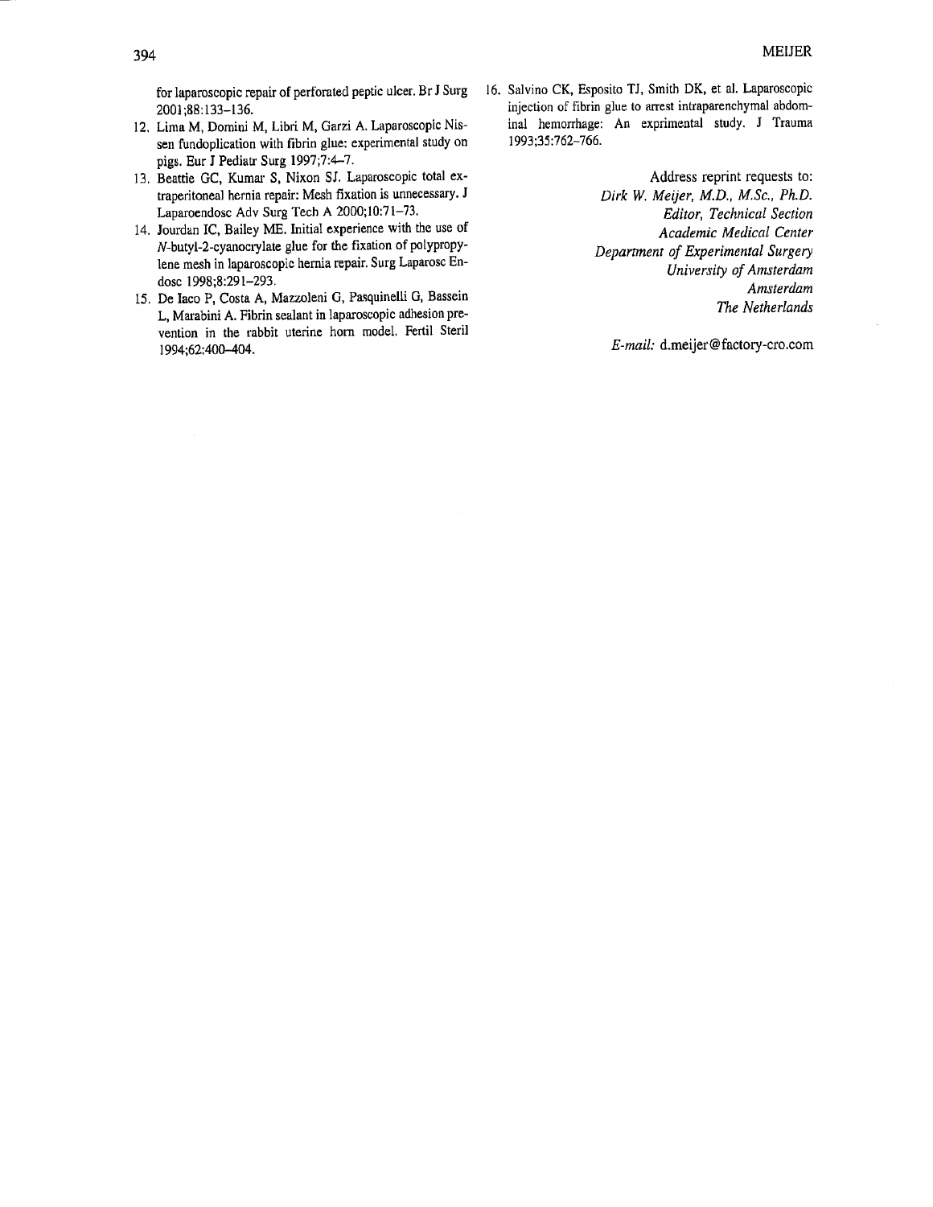for laparoscopic repair of perforated peptic ulcer. Br J Surg 2001;88:133–136.

12. Lima M, Domini M, Libri M, Garzi A. Laparoscopic Nissen fundoplication with fibrin glue: experimental study on pigs. Eur J Pediatr Surg 1997;7:4–7.
13. Beattie GC, Kumar S, Nixon SJ. Laparoscopic total extraperitoneal hernia repair: Mesh fixation is unnecessary. J Laparoendosc Adv Surg Tech A 2000;10:71–73.
14. Jourdan IC, Bailey ME. Initial experience with the use of *N*-butyl-2-cyanocrylate glue for the fixation of polypropylene mesh in laparoscopic hernia repair. Surg Laparosc Endosc 1998;8:291–293.
15. De Iaco P, Costa A, Mazzoleni G, Pasquinelli G, Bassein L, Marabini A. Fibrin sealant in laparoscopic adhesion prevention in the rabbit uterine horn model. Fertil Steril 1994;62:400–404.
16. Salvino CK, Esposito TJ, Smith DK, et al. Laparoscopic injection of fibrin glue to arrest intraparenchymal abdominal hemorrhage: An exprimental study. J Trauma 1993;35:762–766.

Address reprint requests to:
*Dirk W. Meijer, M.D., M.Sc., Ph.D.*
*Editor, Technical Section*
*Academic Medical Center*
*Department of Experimental Surgery*
*University of Amsterdam*
*Amsterdam*
*The Netherlands*

*E-mail:* d.meijer@factory-cro.com